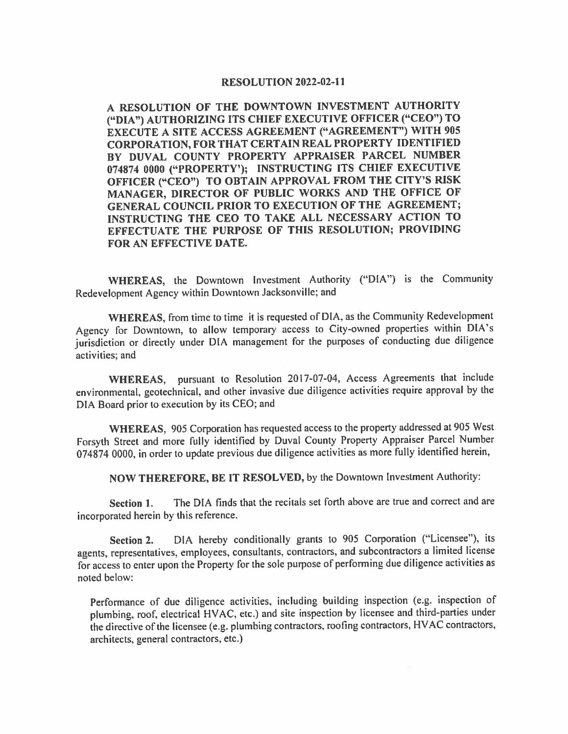# RESOLUTION 2022-02-11

**A RESOLUTION OF THE DOWNTOWN INVESTMENT AUTHORITY ("DIA") AUTHORIZING ITS CHIEF EXECUTIVE OFFICER ("CEO") TO EXECUTE A SITE ACCESS AGREEMENT ("AGREEMENT") WITH 905 CORPORATION, FOR THAT CERTAIN REAL PROPERTY IDENTIFIED BY DUVAL COUNTY PROPERTY APPRAISER PARCEL NUMBER 074874 0000 ("PROPERTY'); INSTRUCTING ITS CHIEF EXECUTIVE OFFICER ("CEO") TO OBTAIN APPROVAL FROM THE CITY'S RISK MANAGER, DIRECTOR OF PUBLIC WORKS AND THE OFFICE OF GENERAL COUNCIL PRIOR TO EXECUTION OF THE AGREEMENT; INSTRUCTING THE CEO TO TAKE ALL NECESSARY ACTION TO EFFECTUATE THE PURPOSE OF THIS RESOLUTION; PROVIDING FOR AN EFFECTIVE DATE.**

**WHEREAS,** the Downtown Investment Authority ("DIA") is the Community Redevelopment Agency within Downtown Jacksonville; and

**WHEREAS,** from time to time it is requested of DIA, as the Community Redevelopment Agency for Downtown, to allow temporary access to City-owned properties within DIA's jurisdiction or directly under DIA management for the purposes of conducting due diligence activities; and

**WHEREAS,** pursuant to Resolution 2017-07-04, Access Agreements that include environmental, geotechnical, and other invasive due diligence activities require approval by the DIA Board prior to execution by its CEO; and

**WHEREAS,** 905 Corporation has requested access to the property addressed at 905 West Forsyth Street and more fully identified by Duval County Property Appraiser Parcel Number 074874 0000, in order to update previous due diligence activities as more fully identified herein,

**NOW THEREFORE, BE IT RESOLVED,** by the Downtown Investment Authority:

**Section 1.** The DIA finds that the recitals set forth above are true and correct and are incorporated herein by this reference.

**Section 2.** DIA hereby conditionally grants to 905 Corporation ("Licensee"), its agents, representatives, employees, consultants, contractors, and subcontractors a limited license for access to enter upon the Property for the sole purpose of performing due diligence activities as noted below:

Performance of due diligence activities, including building inspection (e.g. inspection of plumbing, roof, electrical HVAC, etc.) and site inspection by licensee and third-parties under the directive of the licensee (e.g. plumbing contractors, roofing contractors, HVAC contractors, architects, general contractors, etc.)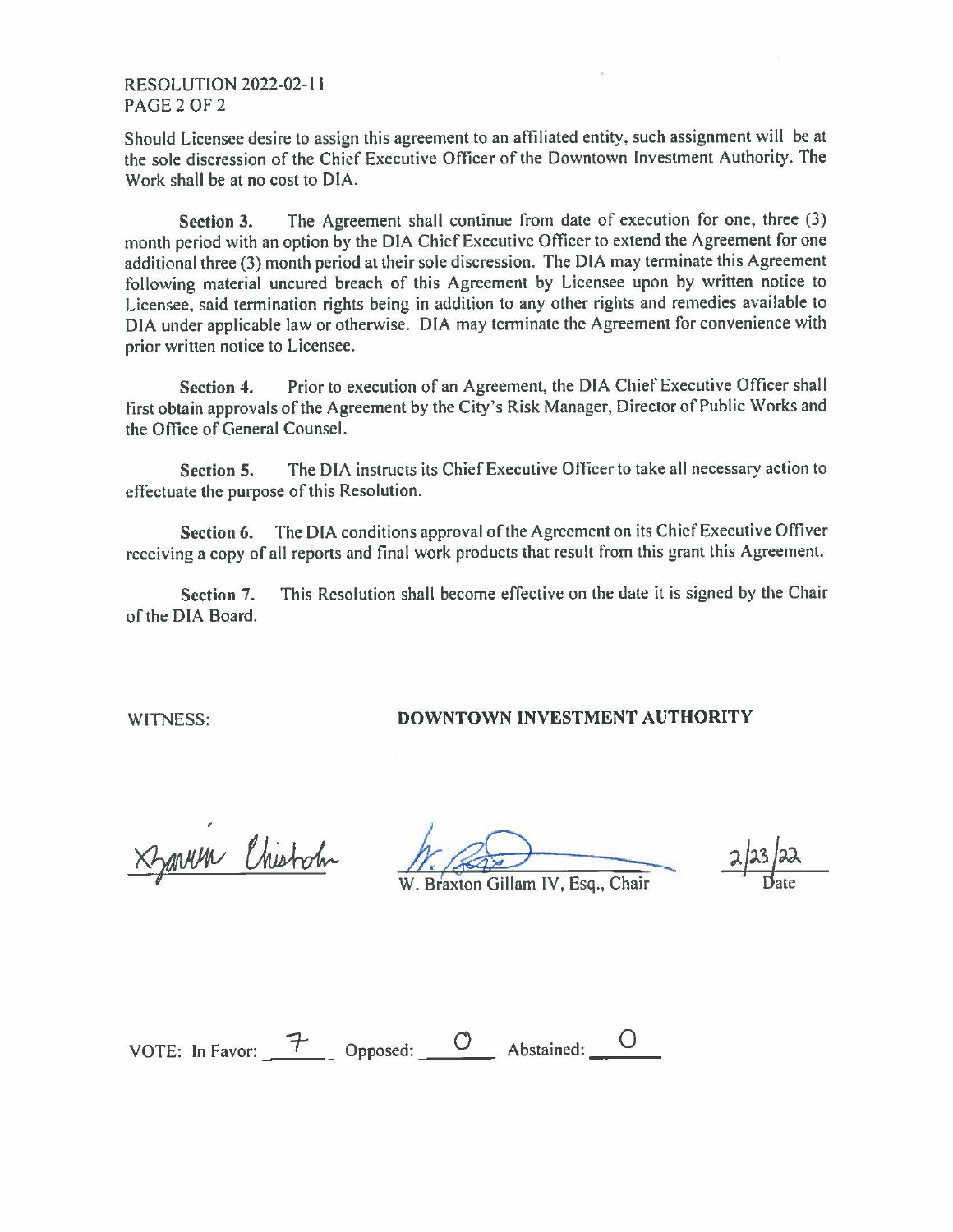Should Licensee desire to assign this agreement to an affiliated entity, such assignment will be at the sole discression of the Chief Executive Officer of the Downtown Investment Authority. The Work shall be at no cost to DIA.

**Section 3.** The Agreement shall continue from date of execution for one, three (3) month period with an option by the DIA Chief Executive Officer to extend the Agreement for one additional three (3) month period at their sole discression. The DIA may terminate this Agreement following material uncured breach of this Agreement by Licensee upon by written notice to Licensee, said termination rights being in addition to any other rights and remedies available to DIA under applicable law or otherwise. DIA may terminate the Agreement for convenience with prior written notice to Licensee.

**Section 4.** Prior to execution of an Agreement, the DIA Chief Executive Officer shall first obtain approvals of the Agreement by the City's Risk Manager, Director of Public Works and the Office of General Counsel.

**Section 5.** The DIA instructs its Chief Executive Officer to take all necessary action to effectuate the purpose of this Resolution.

**Section 6.** The DIA conditions approval of the Agreement on its Chief Executive Offiver receiving a copy of all reports and final work products that result from this grant this Agreement.

**Section 7.** This Resolution shall become effective on the date it is signed by the Chair of the DIA Board.

WITNESS: **DOWNTOWN INVESTMENT AUTHORITY**

Xzavier Chisholm

W. Braxton Gillam IV, Esq., Chair

2/23/22
Date

VOTE: In Favor: 7 Opposed: 0 Abstained: 0